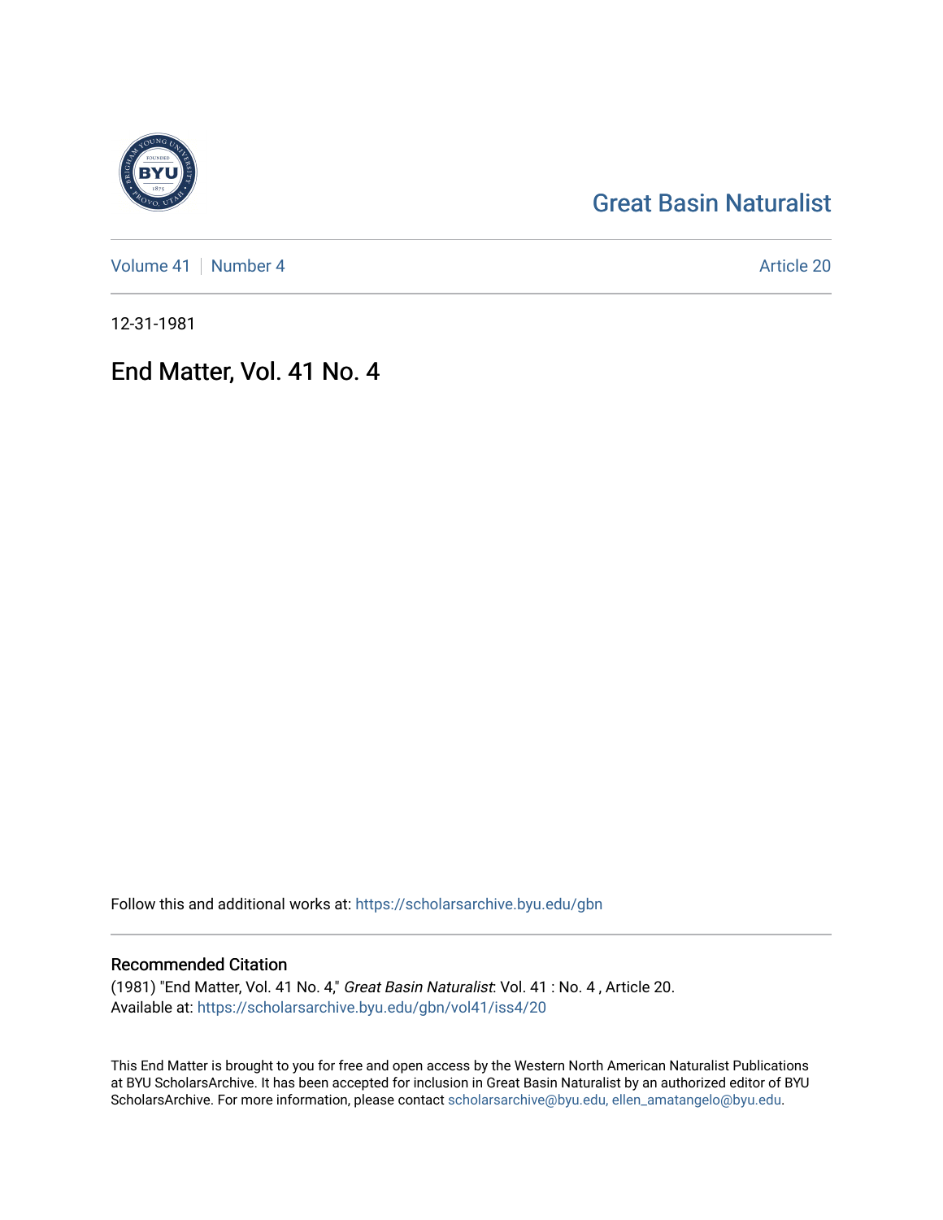Great Basin Naturalist

Volume 41 | Number 4

Article 20

12-31-1981

# End Matter, Vol. 41 No. 4

Follow this and additional works at: https://scholarsarchive.byu.edu/gbn

## Recommended Citation

(1981) "End Matter, Vol. 41 No. 4," *Great Basin Naturalist*: Vol. 41 : No. 4 , Article 20.
Available at: https://scholarsarchive.byu.edu/gbn/vol41/iss4/20

This End Matter is brought to you for free and open access by the Western North American Naturalist Publications at BYU ScholarsArchive. It has been accepted for inclusion in Great Basin Naturalist by an authorized editor of BYU ScholarsArchive. For more information, please contact scholarsarchive@byu.edu, ellen_amatangelo@byu.edu.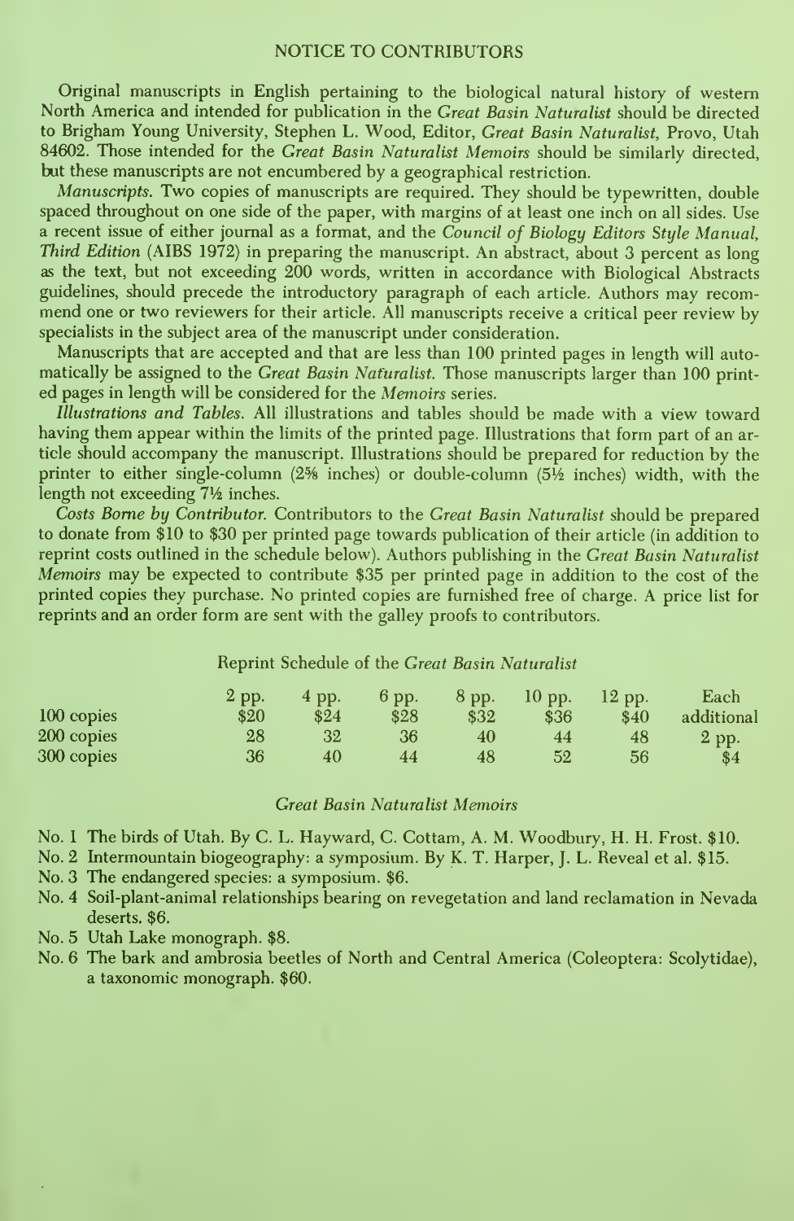## NOTICE TO CONTRIBUTORS

Original manuscripts in English pertaining to the biological natural history of western North America and intended for publication in the *Great Basin Naturalist* should be directed to Brigham Young University, Stephen L. Wood, Editor, *Great Basin Naturalist*, Provo, Utah 84602. Those intended for the *Great Basin Naturalist Memoirs* should be similarly directed, but these manuscripts are not encumbered by a geographical restriction.

*Manuscripts.* Two copies of manuscripts are required. They should be typewritten, double spaced throughout on one side of the paper, with margins of at least one inch on all sides. Use a recent issue of either journal as a format, and the *Council of Biology Editors Style Manual, Third Edition* (AIBS 1972) in preparing the manuscript. An abstract, about 3 percent as long as the text, but not exceeding 200 words, written in accordance with Biological Abstracts guidelines, should precede the introductory paragraph of each article. Authors may recommend one or two reviewers for their article. All manuscripts receive a critical peer review by specialists in the subject area of the manuscript under consideration.

Manuscripts that are accepted and that are less than 100 printed pages in length will automatically be assigned to the *Great Basin Naturalist.* Those manuscripts larger than 100 printed pages in length will be considered for the *Memoirs* series.

*Illustrations and Tables.* All illustrations and tables should be made with a view toward having them appear within the limits of the printed page. Illustrations that form part of an article should accompany the manuscript. Illustrations should be prepared for reduction by the printer to either single-column (2⅝ inches) or double-column (5½ inches) width, with the length not exceeding 7½ inches.

*Costs Borne by Contributor.* Contributors to the *Great Basin Naturalist* should be prepared to donate from $10 to $30 per printed page towards publication of their article (in addition to reprint costs outlined in the schedule below). Authors publishing in the *Great Basin Naturalist Memoirs* may be expected to contribute $35 per printed page in addition to the cost of the printed copies they purchase. No printed copies are furnished free of charge. A price list for reprints and an order form are sent with the galley proofs to contributors.

Reprint Schedule of the *Great Basin Naturalist*

| | 2 pp. | 4 pp. | 6 pp. | 8 pp. | 10 pp. | 12 pp. | Each additional |
|---|---|---|---|---|---|---|---|
| 100 copies | $20 | $24 | $28 | $32 | $36 | $40 | 2 pp. |
| 200 copies | 28 | 32 | 36 | 40 | 44 | 48 | $4 |
| 300 copies | 36 | 40 | 44 | 48 | 52 | 56 | |

### *Great Basin Naturalist Memoirs*

No. 1 The birds of Utah. By C. L. Hayward, C. Cottam, A. M. Woodbury, H. H. Frost. $10.

No. 2 Intermountain biogeography: a symposium. By K. T. Harper, J. L. Reveal et al. $15.

No. 3 The endangered species: a symposium. $6.

No. 4 Soil-plant-animal relationships bearing on revegetation and land reclamation in Nevada deserts. $6.

No. 5 Utah Lake monograph. $8.

No. 6 The bark and ambrosia beetles of North and Central America (Coleoptera: Scolytidae), a taxonomic monograph. $60.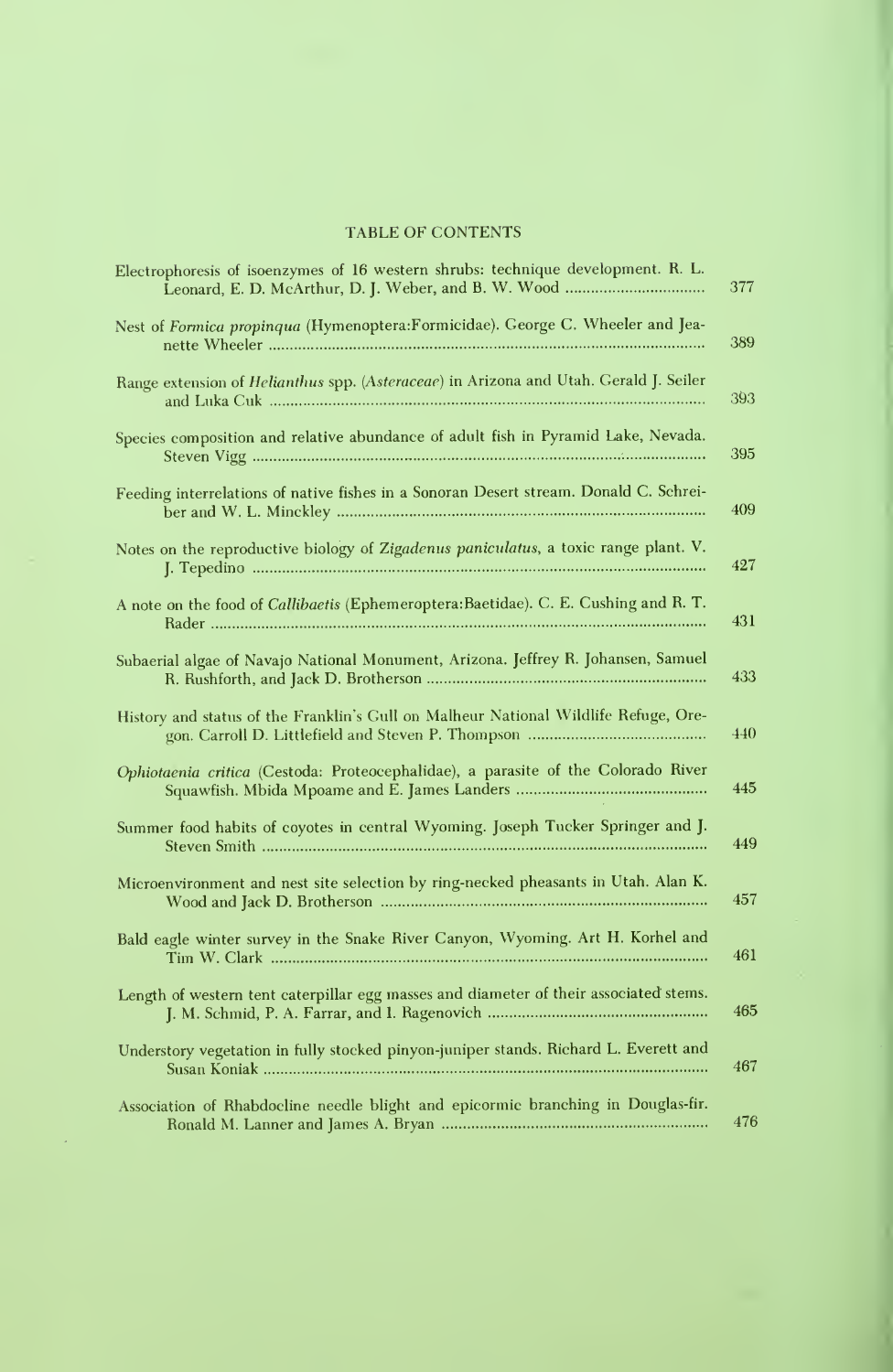## TABLE OF CONTENTS

Electrophoresis of isoenzymes of 16 western shrubs: technique development. R. L. Leonard, E. D. McArthur, D. J. Weber, and B. W. Wood ..... 377

Nest of *Formica propinqua* (Hymenoptera:Formicidae). George C. Wheeler and Jeanette Wheeler ..... 389

Range extension of *Helianthus* spp. (*Asteraceae*) in Arizona and Utah. Gerald J. Seiler and Luka Cuk ..... 393

Species composition and relative abundance of adult fish in Pyramid Lake, Nevada. Steven Vigg ..... 395

Feeding interrelations of native fishes in a Sonoran Desert stream. Donald C. Schreiber and W. L. Minckley ..... 409

Notes on the reproductive biology of *Zigadenus paniculatus*, a toxic range plant. V. J. Tepedino ..... 427

A note on the food of *Callibaetis* (Ephemeroptera:Baetidae). C. E. Cushing and R. T. Rader ..... 431

Subaerial algae of Navajo National Monument, Arizona. Jeffrey R. Johansen, Samuel R. Rushforth, and Jack D. Brotherson ..... 433

History and status of the Franklin's Gull on Malheur National Wildlife Refuge, Oregon. Carroll D. Littlefield and Steven P. Thompson ..... 440

*Ophiotaenia critica* (Cestoda: Proteocephalidae), a parasite of the Colorado River Squawfish. Mbida Mpoame and E. James Landers ..... 445

Summer food habits of coyotes in central Wyoming. Joseph Tucker Springer and J. Steven Smith ..... 449

Microenvironment and nest site selection by ring-necked pheasants in Utah. Alan K. Wood and Jack D. Brotherson ..... 457

Bald eagle winter survey in the Snake River Canyon, Wyoming. Art H. Korhel and Tim W. Clark ..... 461

Length of western tent caterpillar egg masses and diameter of their associated stems. J. M. Schmid, P. A. Farrar, and I. Ragenovich ..... 465

Understory vegetation in fully stocked pinyon-juniper stands. Richard L. Everett and Susan Koniak ..... 467

Association of Rhabdocline needle blight and epicormic branching in Douglas-fir. Ronald M. Lanner and James A. Bryan ..... 476